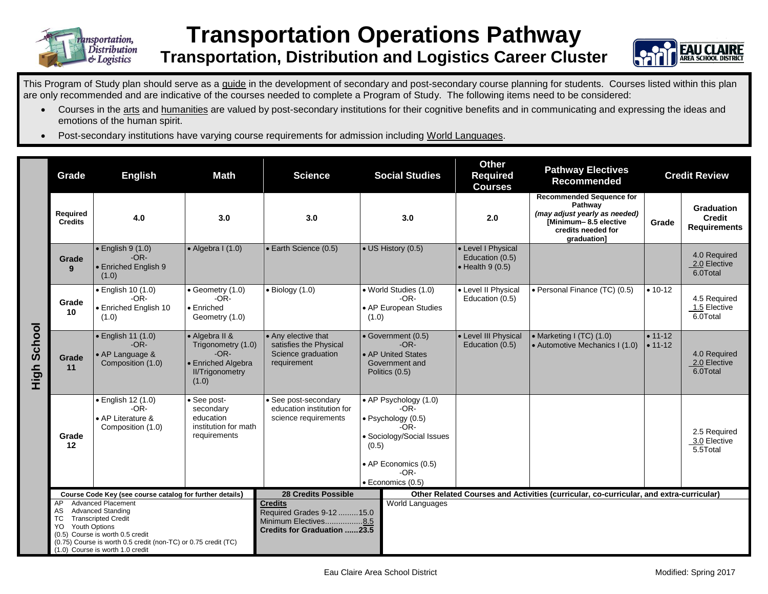# Transportation Operations Pathway

## Transportation, Distribution and Logistics Career Cluster

This Program of Study plan should serve as a guide in the development of secondary and post-secondary course planning for students. Courses listed within this plan are only recommended and are indicative of the courses needed to complete a Program of Study. The following items need to be considered:

- Courses in the arts and humanities are valued by post-secondary institutions for their cognitive benefits and in communicating and expressing the ideas and emotions of the human spirit.
- Post-secondary institutions have varying course requirements for admission including World Languages.

| | Grade | English | Math | Science | Social Studies | Other Required Courses | Pathway Electives Recommended | Credit Review | |
|---|---|---|---|---|---|---|---|---|---|
| | Required Credits | 4.0 | 3.0 | 3.0 | 3.0 | 2.0 | Recommended Sequence for Pathway *(may adjust yearly as needed)* [Minimum– 8.5 elective credits needed for graduation] | Grade | Graduation Credit Requirements |
| High School | Grade 9 | • English 9 (1.0) -OR- • Enriched English 9 (1.0) | • Algebra I (1.0) | • Earth Science (0.5) | • US History (0.5) | • Level I Physical Education (0.5) • Health 9 (0.5) | | | 4.0 Required 2.0 Elective 6.0Total |
| | Grade 10 | • English 10 (1.0) -OR- • Enriched English 10 (1.0) | • Geometry (1.0) -OR- • Enriched Geometry (1.0) | • Biology (1.0) | • World Studies (1.0) -OR- • AP European Studies (1.0) | • Level II Physical Education (0.5) | • Personal Finance (TC) (0.5) | • 10-12 | 4.5 Required 1.5 Elective 6.0Total |
| | Grade 11 | • English 11 (1.0) -OR- • AP Language & Composition (1.0) | • Algebra II & Trigonometry (1.0) -OR- • Enriched Algebra II/Trigonometry (1.0) | • Any elective that satisfies the Physical Science graduation requirement | • Government (0.5) -OR- • AP United States Government and Politics (0.5) | • Level III Physical Education (0.5) | • Marketing I (TC) (1.0) • Automotive Mechanics I (1.0) | • 11-12 • 11-12 | 4.0 Required 2.0 Elective 6.0Total |
| | Grade 12 | • English 12 (1.0) -OR- • AP Literature & Composition (1.0) | • See post-secondary education institution for math requirements | • See post-secondary education institution for science requirements | • AP Psychology (1.0) -OR- • Psychology (0.5) -OR- • Sociology/Social Issues (0.5) • AP Economics (0.5) -OR- • Economics (0.5) | | | | 2.5 Required 3.0 Elective 5.5Total |

| Course Code Key (see course catalog for further details) | 28 Credits Possible | Other Related Courses and Activities (curricular, co-curricular, and extra-curricular) |
|---|---|---|
| AP Advanced Placement<br>AS Advanced Standing<br>TC Transcripted Credit<br>YO Youth Options<br>(0.5) Course is worth 0.5 credit<br>(0.75) Course is worth 0.5 credit (non-TC) or 0.75 credit (TC)<br>(1.0) Course is worth 1.0 credit | **Credits**<br>Required Grades 9-12 .........15.0<br>Minimum Electives.................8.5<br>**Credits for Graduation ......23.5** | World Languages |

Eau Claire Area School District — Modified: Spring 2017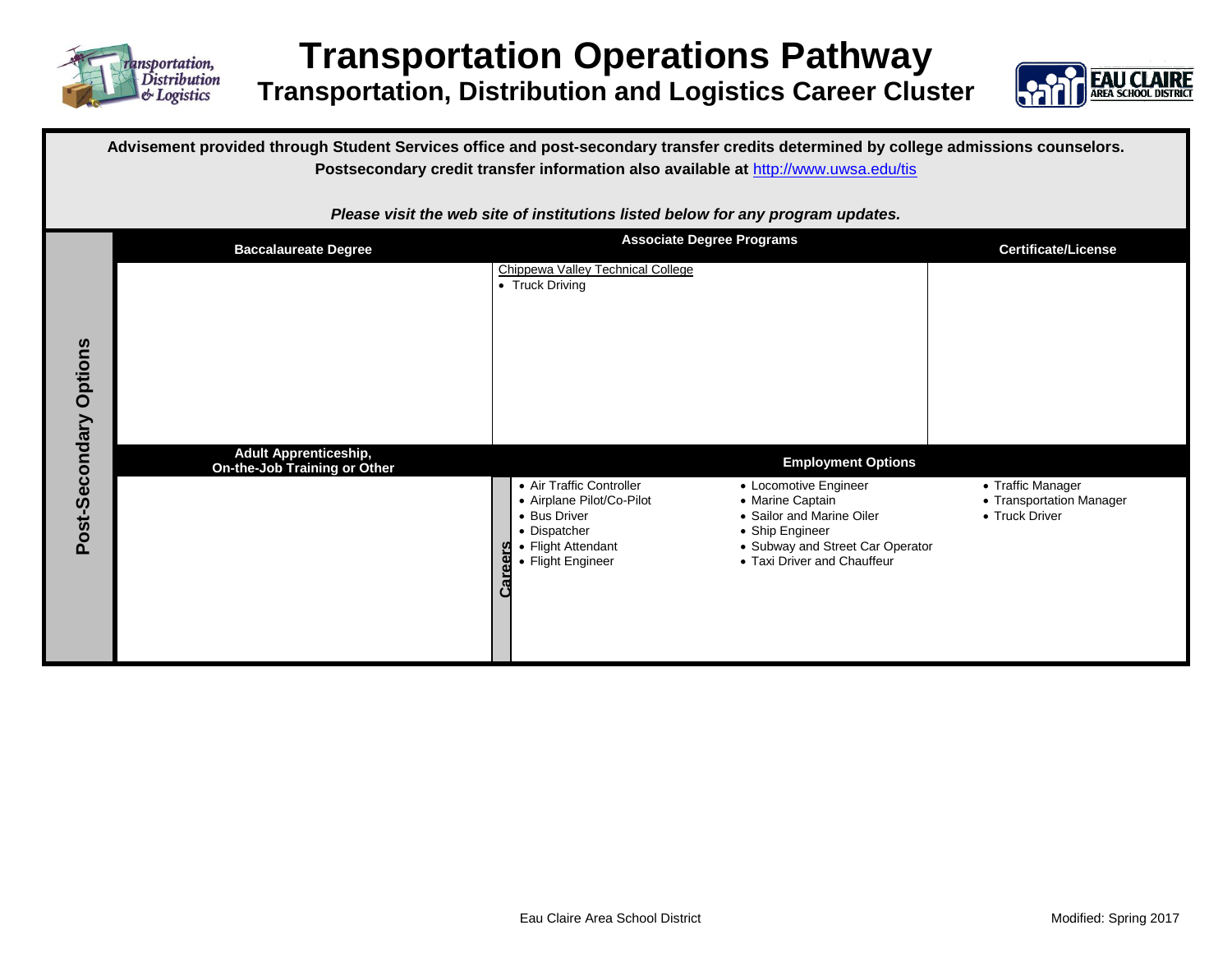# Transportation Operations Pathway

## Transportation, Distribution and Logistics Career Cluster

**Advisement provided through Student Services office and post-secondary transfer credits determined by college admissions counselors.**
**Postsecondary credit transfer information also available at** [http://www.uwsa.edu/tis](http://www.uwsa.edu/tis)

***Please visit the web site of institutions listed below for any program updates.***

**Post-Secondary Options**

| Baccalaureate Degree | Associate Degree Programs | Certificate/License |
|---|---|---|
| | Chippewa Valley Technical College<br>• Truck Driving | |

| Adult Apprenticeship, On-the-Job Training or Other | Employment Options | | |
|---|---|---|---|
| | **Careers**<br>• Air Traffic Controller<br>• Airplane Pilot/Co-Pilot<br>• Bus Driver<br>• Dispatcher<br>• Flight Attendant<br>• Flight Engineer | • Locomotive Engineer<br>• Marine Captain<br>• Sailor and Marine Oiler<br>• Ship Engineer<br>• Subway and Street Car Operator<br>• Taxi Driver and Chauffeur | • Traffic Manager<br>• Transportation Manager<br>• Truck Driver |

Eau Claire Area School District

Modified: Spring 2017